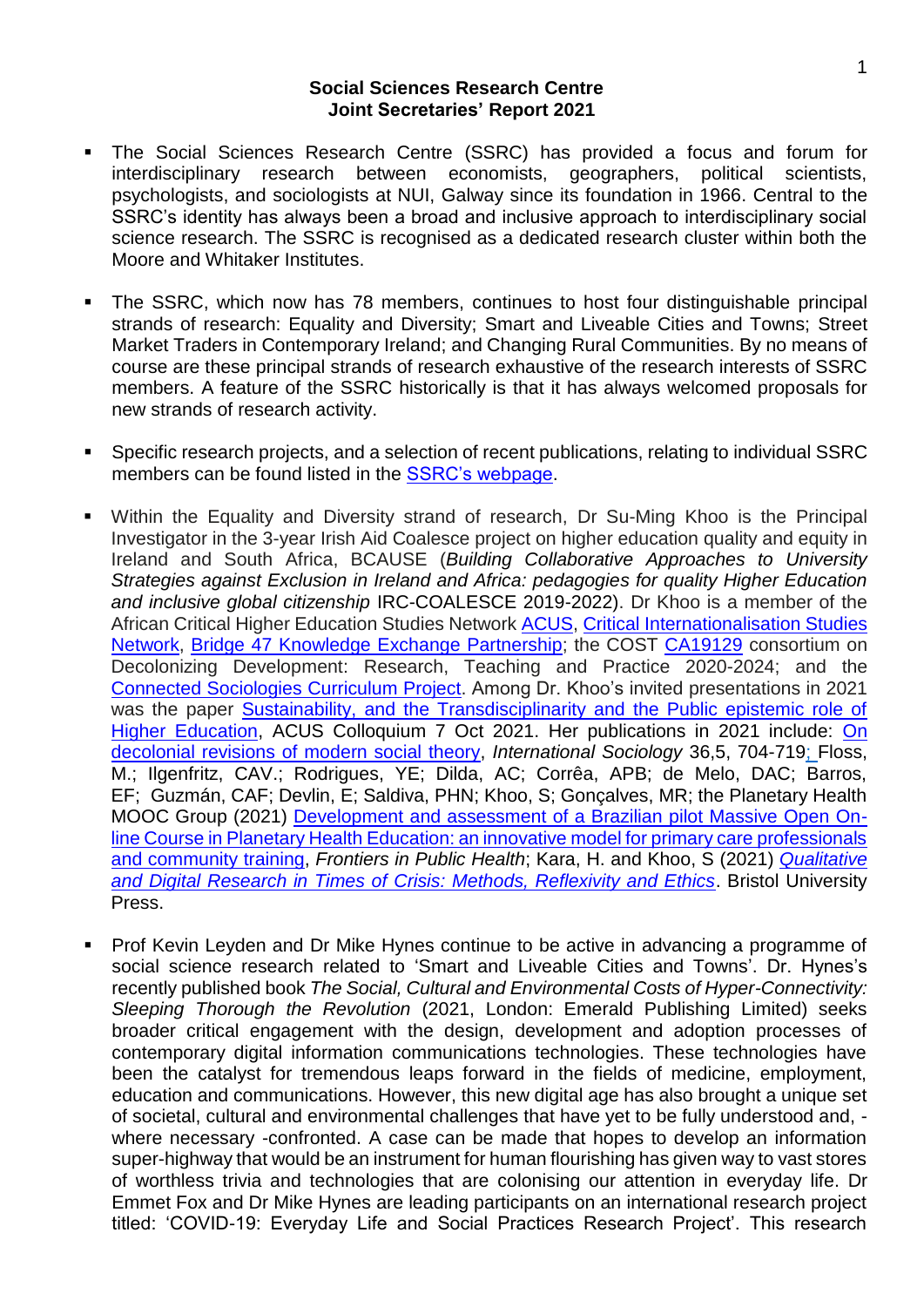**Social Sciences Research Centre**
**Joint Secretaries' Report 2021**

- The Social Sciences Research Centre (SSRC) has provided a focus and forum for interdisciplinary research between economists, geographers, political scientists, psychologists, and sociologists at NUI, Galway since its foundation in 1966. Central to the SSRC's identity has always been a broad and inclusive approach to interdisciplinary social science research. The SSRC is recognised as a dedicated research cluster within both the Moore and Whitaker Institutes.

- The SSRC, which now has 78 members, continues to host four distinguishable principal strands of research: Equality and Diversity; Smart and Liveable Cities and Towns; Street Market Traders in Contemporary Ireland; and Changing Rural Communities. By no means of course are these principal strands of research exhaustive of the research interests of SSRC members. A feature of the SSRC historically is that it has always welcomed proposals for new strands of research activity.

- Specific research projects, and a selection of recent publications, relating to individual SSRC members can be found listed in the SSRC's webpage.

- Within the Equality and Diversity strand of research, Dr Su-Ming Khoo is the Principal Investigator in the 3-year Irish Aid Coalesce project on higher education quality and equity in Ireland and South Africa, BCAUSE (*Building Collaborative Approaches to University Strategies against Exclusion in Ireland and Africa: pedagogies for quality Higher Education and inclusive global citizenship* IRC-COALESCE 2019-2022). Dr Khoo is a member of the African Critical Higher Education Studies Network ACUS, Critical Internationalisation Studies Network, Bridge 47 Knowledge Exchange Partnership; the COST CA19129 consortium on Decolonizing Development: Research, Teaching and Practice 2020-2024; and the Connected Sociologies Curriculum Project. Among Dr. Khoo's invited presentations in 2021 was the paper Sustainability, and the Transdisciplinarity and the Public epistemic role of Higher Education, ACUS Colloquium 7 Oct 2021. Her publications in 2021 include: On decolonial revisions of modern social theory, *International Sociology* 36,5, 704-719; Floss, M.; Ilgenfritz, CAV.; Rodrigues, YE; Dilda, AC; Corrêa, APB; de Melo, DAC; Barros, EF; Guzmán, CAF; Devlin, E; Saldiva, PHN; Khoo, S; Gonçalves, MR; the Planetary Health MOOC Group (2021) Development and assessment of a Brazilian pilot Massive Open On-line Course in Planetary Health Education: an innovative model for primary care professionals and community training, *Frontiers in Public Health*; Kara, H. and Khoo, S (2021) *Qualitative and Digital Research in Times of Crisis: Methods, Reflexivity and Ethics*. Bristol University Press.

- Prof Kevin Leyden and Dr Mike Hynes continue to be active in advancing a programme of social science research related to 'Smart and Liveable Cities and Towns'. Dr. Hynes's recently published book *The Social, Cultural and Environmental Costs of Hyper-Connectivity: Sleeping Thorough the Revolution* (2021, London: Emerald Publishing Limited) seeks broader critical engagement with the design, development and adoption processes of contemporary digital information communications technologies. These technologies have been the catalyst for tremendous leaps forward in the fields of medicine, employment, education and communications. However, this new digital age has also brought a unique set of societal, cultural and environmental challenges that have yet to be fully understood and, -where necessary -confronted. A case can be made that hopes to develop an information super-highway that would be an instrument for human flourishing has given way to vast stores of worthless trivia and technologies that are colonising our attention in everyday life. Dr Emmet Fox and Dr Mike Hynes are leading participants on an international research project titled: 'COVID-19: Everyday Life and Social Practices Research Project'. This research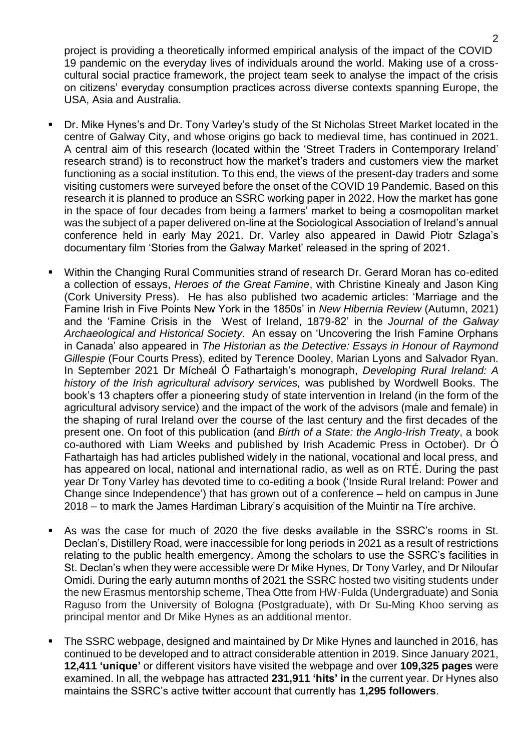project is providing a theoretically informed empirical analysis of the impact of the COVID 19 pandemic on the everyday lives of individuals around the world. Making use of a cross-cultural social practice framework, the project team seek to analyse the impact of the crisis on citizens' everyday consumption practices across diverse contexts spanning Europe, the USA, Asia and Australia.

- Dr. Mike Hynes's and Dr. Tony Varley's study of the St Nicholas Street Market located in the centre of Galway City, and whose origins go back to medieval time, has continued in 2021. A central aim of this research (located within the 'Street Traders in Contemporary Ireland' research strand) is to reconstruct how the market's traders and customers view the market functioning as a social institution. To this end, the views of the present-day traders and some visiting customers were surveyed before the onset of the COVID 19 Pandemic. Based on this research it is planned to produce an SSRC working paper in 2022. How the market has gone in the space of four decades from being a farmers' market to being a cosmopolitan market was the subject of a paper delivered on-line at the Sociological Association of Ireland's annual conference held in early May 2021. Dr. Varley also appeared in Dawid Piotr Szlaga's documentary film 'Stories from the Galway Market' released in the spring of 2021.

- Within the Changing Rural Communities strand of research Dr. Gerard Moran has co-edited a collection of essays, *Heroes of the Great Famine*, with Christine Kinealy and Jason King (Cork University Press). He has also published two academic articles: 'Marriage and the Famine Irish in Five Points New York in the 1850s' in *New Hibernia Review* (Autumn, 2021) and the 'Famine Crisis in the West of Ireland, 1879-82' in the *Journal of the Galway Archaeological and Historical Society*. An essay on 'Uncovering the Irish Famine Orphans in Canada' also appeared in *The Historian as the Detective: Essays in Honour of Raymond Gillespie* (Four Courts Press), edited by Terence Dooley, Marian Lyons and Salvador Ryan. In September 2021 Dr Mícheál Ó Fathartaigh's monograph, *Developing Rural Ireland: A history of the Irish agricultural advisory services,* was published by Wordwell Books. The book's 13 chapters offer a pioneering study of state intervention in Ireland (in the form of the agricultural advisory service) and the impact of the work of the advisors (male and female) in the shaping of rural Ireland over the course of the last century and the first decades of the present one. On foot of this publication (and *Birth of a State: the Anglo-Irish Treaty*, a book co-authored with Liam Weeks and published by Irish Academic Press in October). Dr Ó Fathartaigh has had articles published widely in the national, vocational and local press, and has appeared on local, national and international radio, as well as on RTÉ. During the past year Dr Tony Varley has devoted time to co-editing a book ('Inside Rural Ireland: Power and Change since Independence') that has grown out of a conference – held on campus in June 2018 – to mark the James Hardiman Library's acquisition of the Muintir na Tíre archive.

- As was the case for much of 2020 the five desks available in the SSRC's rooms in St. Declan's, Distillery Road, were inaccessible for long periods in 2021 as a result of restrictions relating to the public health emergency. Among the scholars to use the SSRC's facilities in St. Declan's when they were accessible were Dr Mike Hynes, Dr Tony Varley, and Dr Niloufar Omidi. During the early autumn months of 2021 the SSRC hosted two visiting students under the new Erasmus mentorship scheme, Thea Otte from HW-Fulda (Undergraduate) and Sonia Raguso from the University of Bologna (Postgraduate), with Dr Su-Ming Khoo serving as principal mentor and Dr Mike Hynes as an additional mentor.

- The SSRC webpage, designed and maintained by Dr Mike Hynes and launched in 2016, has continued to be developed and to attract considerable attention in 2019. Since January 2021, **12,411 'unique'** or different visitors have visited the webpage and over **109,325 pages** were examined. In all, the webpage has attracted **231,911 'hits' in** the current year. Dr Hynes also maintains the SSRC's active twitter account that currently has **1,295 followers**.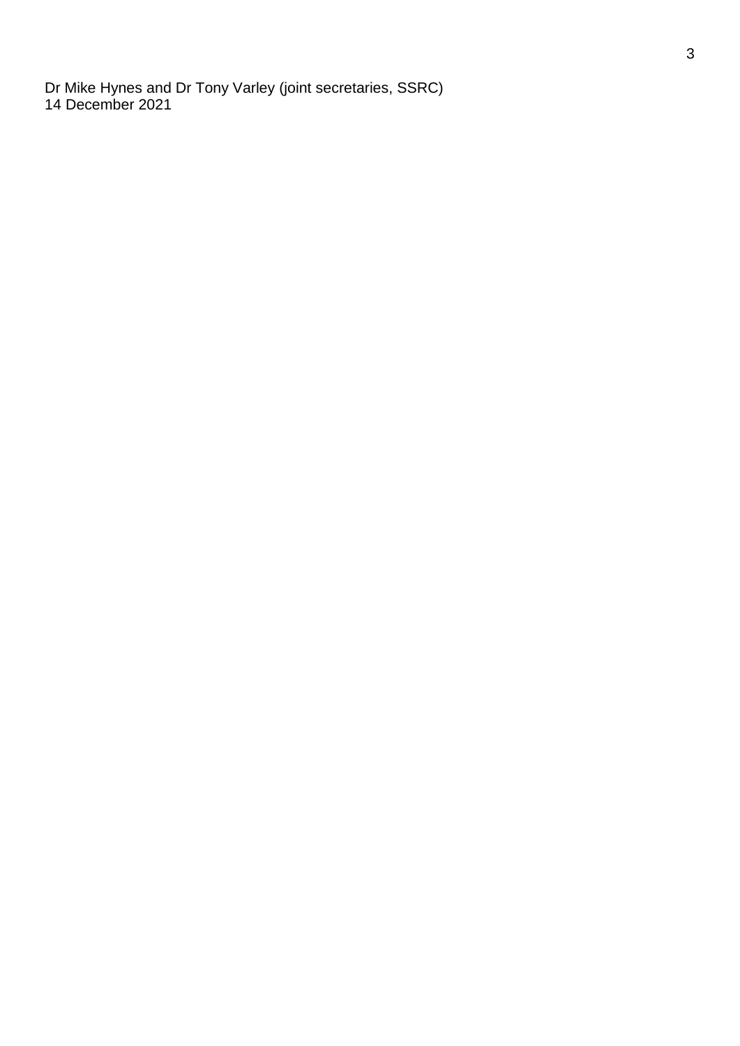Dr Mike Hynes and Dr Tony Varley (joint secretaries, SSRC)
14 December 2021